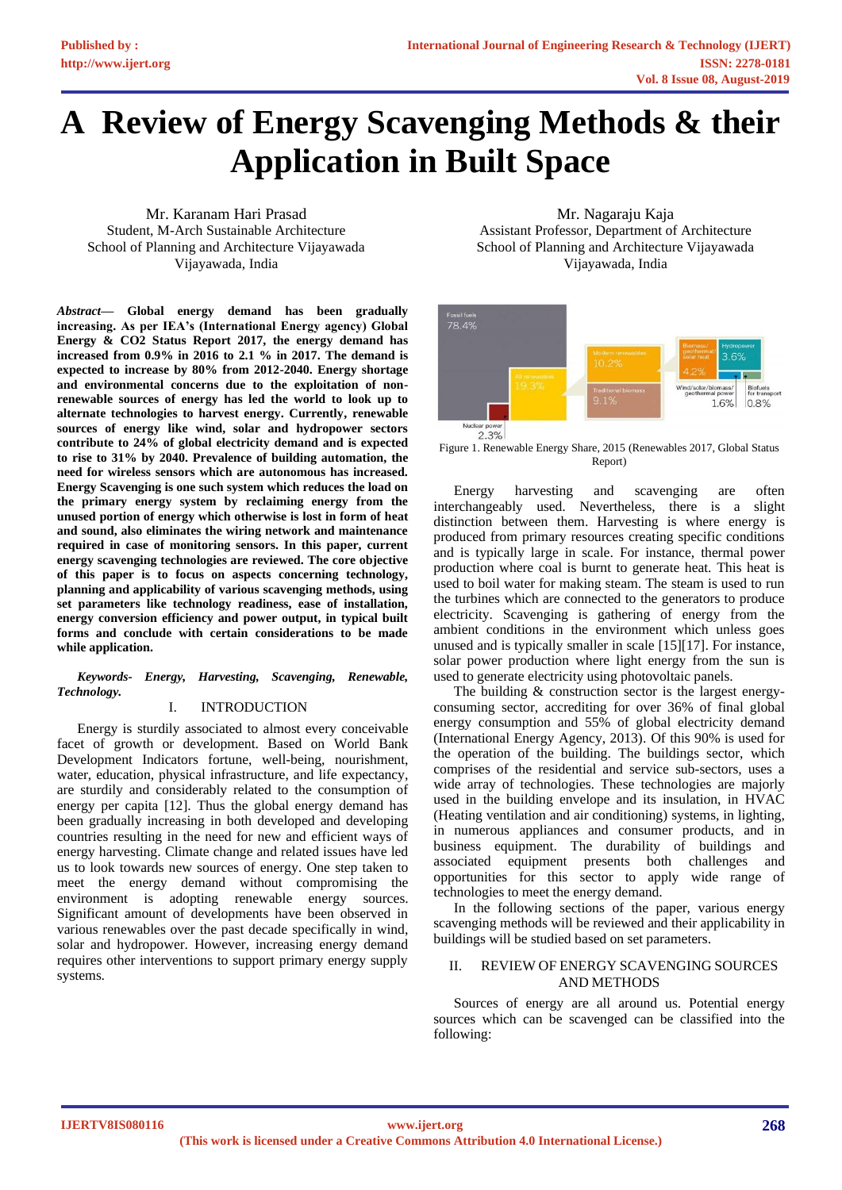# A Review of Energy Scavenging Methods & their Application in Built Space

Mr. Karanam Hari Prasad
Student, M-Arch Sustainable Architecture
School of Planning and Architecture Vijayawada
Vijayawada, India

Mr. Nagaraju Kaja
Assistant Professor, Department of Architecture
School of Planning and Architecture Vijayawada
Vijayawada, India

***Abstract*— Global energy demand has been gradually increasing. As per IEA's (International Energy agency) Global Energy & CO2 Status Report 2017, the energy demand has increased from 0.9% in 2016 to 2.1 % in 2017. The demand is expected to increase by 80% from 2012-2040. Energy shortage and environmental concerns due to the exploitation of non-renewable sources of energy has led the world to look up to alternate technologies to harvest energy. Currently, renewable sources of energy like wind, solar and hydropower sectors contribute to 24% of global electricity demand and is expected to rise to 31% by 2040. Prevalence of building automation, the need for wireless sensors which are autonomous has increased. Energy Scavenging is one such system which reduces the load on the primary energy system by reclaiming energy from the unused portion of energy which otherwise is lost in form of heat and sound, also eliminates the wiring network and maintenance required in case of monitoring sensors. In this paper, current energy scavenging technologies are reviewed. The core objective of this paper is to focus on aspects concerning technology, planning and applicability of various scavenging methods, using set parameters like technology readiness, ease of installation, energy conversion efficiency and power output, in typical built forms and conclude with certain considerations to be made while application.**

***Keywords- Energy, Harvesting, Scavenging, Renewable, Technology.***

## I. INTRODUCTION

Energy is sturdily associated to almost every conceivable facet of growth or development. Based on World Bank Development Indicators fortune, well-being, nourishment, water, education, physical infrastructure, and life expectancy, are sturdily and considerably related to the consumption of energy per capita [12]. Thus the global energy demand has been gradually increasing in both developed and developing countries resulting in the need for new and efficient ways of energy harvesting. Climate change and related issues have led us to look towards new sources of energy. One step taken to meet the energy demand without compromising the environment is adopting renewable energy sources. Significant amount of developments have been observed in various renewables over the past decade specifically in wind, solar and hydropower. However, increasing energy demand requires other interventions to support primary energy supply systems.

Figure 1. Renewable Energy Share, 2015 (Renewables 2017, Global Status Report)

Energy harvesting and scavenging are often interchangeably used. Nevertheless, there is a slight distinction between them. Harvesting is where energy is produced from primary resources creating specific conditions and is typically large in scale. For instance, thermal power production where coal is burnt to generate heat. This heat is used to boil water for making steam. The steam is used to run the turbines which are connected to the generators to produce electricity. Scavenging is gathering of energy from the ambient conditions in the environment which unless goes unused and is typically smaller in scale [15][17]. For instance, solar power production where light energy from the sun is used to generate electricity using photovoltaic panels.

The building & construction sector is the largest energy-consuming sector, accrediting for over 36% of final global energy consumption and 55% of global electricity demand (International Energy Agency, 2013). Of this 90% is used for the operation of the building. The buildings sector, which comprises of the residential and service sub-sectors, uses a wide array of technologies. These technologies are majorly used in the building envelope and its insulation, in HVAC (Heating ventilation and air conditioning) systems, in lighting, in numerous appliances and consumer products, and in business equipment. The durability of buildings and associated equipment presents both challenges and opportunities for this sector to apply wide range of technologies to meet the energy demand.

In the following sections of the paper, various energy scavenging methods will be reviewed and their applicability in buildings will be studied based on set parameters.

## II. REVIEW OF ENERGY SCAVENGING SOURCES AND METHODS

Sources of energy are all around us. Potential energy sources which can be scavenged can be classified into the following: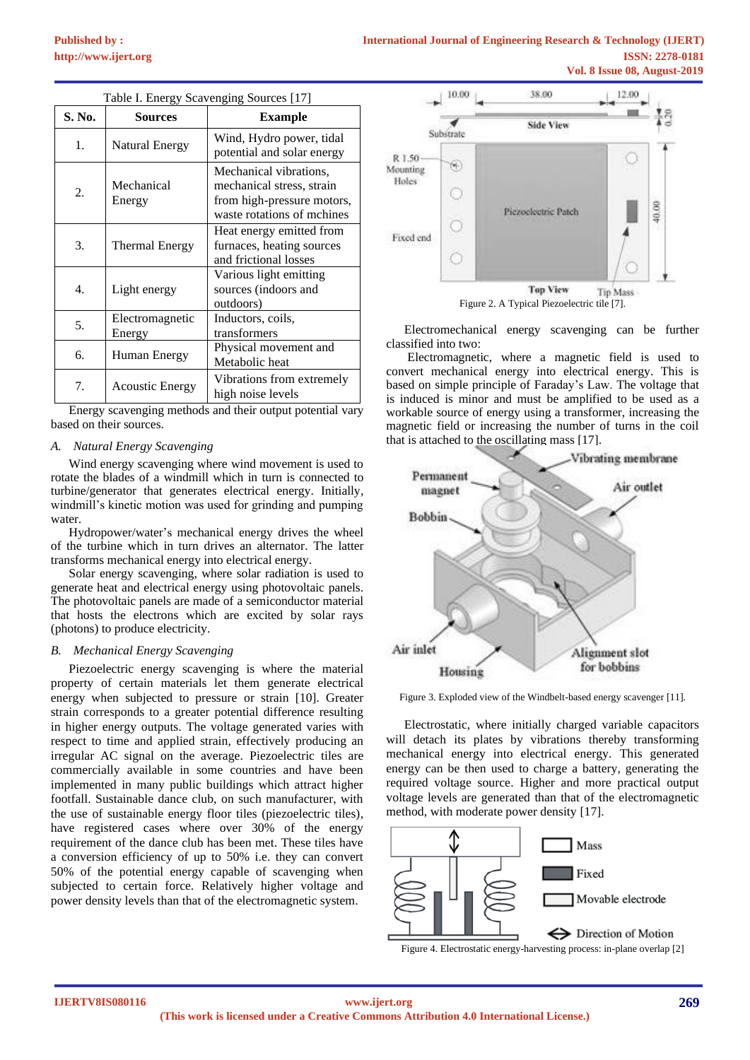Table I. Energy Scavenging Sources [17]

| S. No. | Sources | Example |
|---|---|---|
| 1. | Natural Energy | Wind, Hydro power, tidal potential and solar energy |
| 2. | Mechanical Energy | Mechanical vibrations, mechanical stress, strain from high-pressure motors, waste rotations of mchines |
| 3. | Thermal Energy | Heat energy emitted from furnaces, heating sources and frictional losses |
| 4. | Light energy | Various light emitting sources (indoors and outdoors) |
| 5. | Electromagnetic Energy | Inductors, coils, transformers |
| 6. | Human Energy | Physical movement and Metabolic heat |
| 7. | Acoustic Energy | Vibrations from extremely high noise levels |

Energy scavenging methods and their output potential vary based on their sources.

### *A. Natural Energy Scavenging*

Wind energy scavenging where wind movement is used to rotate the blades of a windmill which in turn is connected to turbine/generator that generates electrical energy. Initially, windmill's kinetic motion was used for grinding and pumping water.

Hydropower/water's mechanical energy drives the wheel of the turbine which in turn drives an alternator. The latter transforms mechanical energy into electrical energy.

Solar energy scavenging, where solar radiation is used to generate heat and electrical energy using photovoltaic panels. The photovoltaic panels are made of a semiconductor material that hosts the electrons which are excited by solar rays (photons) to produce electricity.

### *B. Mechanical Energy Scavenging*

Piezoelectric energy scavenging is where the material property of certain materials let them generate electrical energy when subjected to pressure or strain [10]. Greater strain corresponds to a greater potential difference resulting in higher energy outputs. The voltage generated varies with respect to time and applied strain, effectively producing an irregular AC signal on the average. Piezoelectric tiles are commercially available in some countries and have been implemented in many public buildings which attract higher footfall. Sustainable dance club, on such manufacturer, with the use of sustainable energy floor tiles (piezoelectric tiles), have registered cases where over 30% of the energy requirement of the dance club has been met. These tiles have a conversion efficiency of up to 50% i.e. they can convert 50% of the potential energy capable of scavenging when subjected to certain force. Relatively higher voltage and power density levels than that of the electromagnetic system.

Figure 2. A Typical Piezoelectric tile [7].

Electromechanical energy scavenging can be further classified into two:

Electromagnetic, where a magnetic field is used to convert mechanical energy into electrical energy. This is based on simple principle of Faraday's Law. The voltage that is induced is minor and must be amplified to be used as a workable source of energy using a transformer, increasing the magnetic field or increasing the number of turns in the coil that is attached to the oscillating mass [17].

Figure 3. Exploded view of the Windbelt-based energy scavenger [11].

Electrostatic, where initially charged variable capacitors will detach its plates by vibrations thereby transforming mechanical energy into electrical energy. This generated energy can be then used to charge a battery, generating the required voltage source. Higher and more practical output voltage levels are generated than that of the electromagnetic method, with moderate power density [17].

Figure 4. Electrostatic energy-harvesting process: in-plane overlap [2]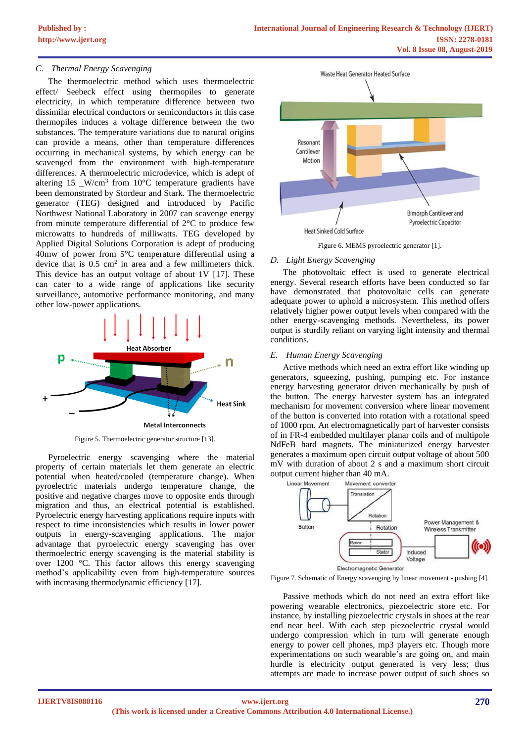### C. Thermal Energy Scavenging

The thermoelectric method which uses thermoelectric effect/ Seebeck effect using thermopiles to generate electricity, in which temperature difference between two dissimilar electrical conductors or semiconductors in this case thermopiles induces a voltage difference between the two substances. The temperature variations due to natural origins can provide a means, other than temperature differences occurring in mechanical systems, by which energy can be scavenged from the environment with high-temperature differences. A thermoelectric microdevice, which is adept of altering 15 _W/cm$^3$ from 10°C temperature gradients have been demonstrated by Stordeur and Stark. The thermoelectric generator (TEG) designed and introduced by Pacific Northwest National Laboratory in 2007 can scavenge energy from minute temperature differential of 2°C to produce few microwatts to hundreds of milliwatts. TEG developed by Applied Digital Solutions Corporation is adept of producing 40mw of power from 5°C temperature differential using a device that is 0.5 cm$^2$ in area and a few millimeters thick. This device has an output voltage of about 1V [17]. These can cater to a wide range of applications like security surveillance, automotive performance monitoring, and many other low-power applications.

Figure 5. Thermoelectric generator structure [13].

Pyroelectric energy scavenging where the material property of certain materials let them generate an electric potential when heated/cooled (temperature change). When pyroelectric materials undergo temperature change, the positive and negative charges move to opposite ends through migration and thus, an electrical potential is established. Pyroelectric energy harvesting application require inputs with respect to time inconsistencies which results in lower power outputs in energy-scavenging applications. The major advantage that pyroelectric energy scavenging has over thermoelectric scavenging is the material stability is over 1200 °C. This factor allows this energy scavenging method's applicability even from high-temperature sources with increasing thermodynamic efficiency [17].

Figure 6. MEMS pyroelectric generator [1].

### D. Light Energy Scavenging

The photovoltaic effect is used to generate electrical energy. Several research efforts have been conducted so far have demonstrated that photovoltaic cells can generate adequate power to uphold a microsystem. This method offers relatively higher power output levels when compared with the other energy-scavenging methods. Nevertheless, its power output is sturdily reliant on varying light intensity and thermal conditions.

### E. Human Energy Scavenging

Active methods which need an extra effort like winding up generators, squeezing, pushing, pumping etc. For instance energy harvesting generator driven mechanically by push of the button. The energy harvester system has an integrated mechanism for movement conversion where linear movement of the button is converted into rotation with a rotational speed of 1000 rpm. An electromagnetically part of harvester consists of in FR-4 embedded multilayer planar coils and of multipole NdFeB hard magnets. The miniaturized energy harvester generates a maximum open circuit output voltage of about 500 mV with duration of about 2 s and a maximum short circuit output current higher than 40 mA.

Figure 7. Schematic of Energy scavenging by linear movement - pushing [4].

Passive methods which do not need an extra effort like powering wearable electronics, piezoelectric store etc. For instance, by installing piezoelectric crystals in shoes at the rear end near heel. With each step piezoelectric crystal would undergo compression which in turn will generate enough energy to power cell phones, mp3 players etc. Though more experimentations on such wearable's are going on, and main hurdle is electricity output generated is very less; thus attempts are made to increase power output of such shoes so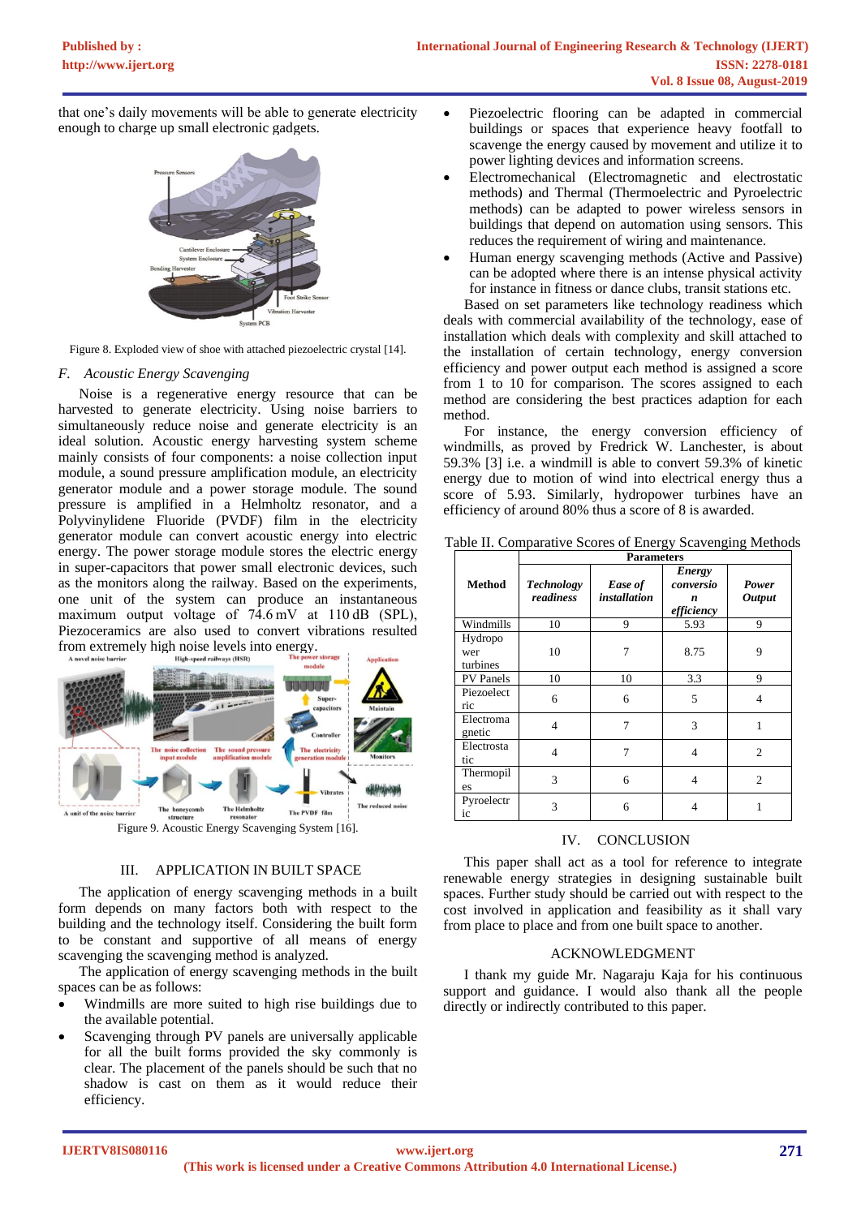that one's daily movements will be able to generate electricity enough to charge up small electronic gadgets.

Figure 8. Exploded view of shoe with attached piezoelectric crystal [14].

### *F. Acoustic Energy Scavenging*

Noise is a regenerative energy resource that can be harvested to generate electricity. Using noise barriers to simultaneously reduce noise and generate electricity is an ideal solution. Acoustic energy harvesting system scheme mainly consists of four components: a noise collection input module, a sound pressure amplification module, an electricity generator module and a power storage module. The sound pressure is amplified in a Helmholtz resonator, and a Polyvinylidene Fluoride (PVDF) film in the electricity generator module can convert acoustic energy into electric energy. The power storage module stores the electric energy in super-capacitors that power small electronic devices, such as the monitors along the railway. Based on the experiments, one unit of the system can produce an instantaneous maximum output voltage of 74.6 mV at 110 dB (SPL), Piezoceramics are also used to convert vibrations resulted from extremely high noise levels into energy.

Figure 9. Acoustic Energy Scavenging System [16].

## III. APPLICATION IN BUILT SPACE

The application of energy scavenging methods in a built form depends on many factors both with respect to the building and the technology itself. Considering the built form to be constant and supportive of all means of energy scavenging the scavenging method is analyzed.

The application of energy scavenging methods in the built spaces can be as follows:

- Windmills are more suited to high rise buildings due to the available potential.
- Scavenging through PV panels are universally applicable for all the built forms provided the sky commonly is clear. The placement of the panels should be such that no shadow is cast on them as it would reduce their efficiency.
- Piezoelectric flooring can be adapted in commercial buildings or spaces that experience heavy footfall to scavenge the energy caused by movement and utilize it to power lighting devices and information screens.
- Electromechanical (Electromagnetic and electrostatic methods) and Thermal (Thermoelectric and Pyroelectric methods) can be adapted to power wireless sensors in buildings that depend on automation using sensors. This reduces the requirement of wiring and maintenance.
- Human energy scavenging methods (Active and Passive) can be adopted where there is an intense physical activity for instance in fitness or dance clubs, transit stations etc.

Based on set parameters like technology readiness which deals with commercial availability of the technology, ease of installation which deals with complexity and skill attached to the installation of certain technology, energy conversion efficiency and power output each method is assigned a score from 1 to 10 for comparison. The scores assigned to each method are considering the best practices adaption for each method.

For instance, the energy conversion efficiency of windmills, as proved by Fredrick W. Lanchester, is about 59.3% [3] i.e. a windmill is able to convert 59.3% of kinetic energy due to motion of wind into electrical energy thus a score of 5.93. Similarly, hydropower turbines have an efficiency of around 80% thus a score of 8 is awarded.

Table II. Comparative Scores of Energy Scavenging Methods

| Method | Parameters | | | |
|---|---|---|---|---|
| | *Technology readiness* | *Ease of installation* | *Energy conversion efficiency* | *Power Output* |
| Windmills | 10 | 9 | 5.93 | 9 |
| Hydropower turbines | 10 | 7 | 8.75 | 9 |
| PV Panels | 10 | 10 | 3.3 | 9 |
| Piezoelectric | 6 | 6 | 5 | 4 |
| Electromagnetic | 4 | 7 | 3 | 1 |
| Electrostatic | 4 | 7 | 4 | 2 |
| Thermopiles | 3 | 6 | 4 | 2 |
| Pyroelectric | 3 | 6 | 4 | 1 |

## IV. CONCLUSION

This paper shall act as a tool for reference to integrate renewable energy strategies in designing sustainable built spaces. Further study should be carried out with respect to the cost involved in application and feasibility as it shall vary from place to place and from one built space to another.

## ACKNOWLEDGMENT

I thank my guide Mr. Nagaraju Kaja for his continuous support and guidance. I would also thank all the people directly or indirectly contributed to this paper.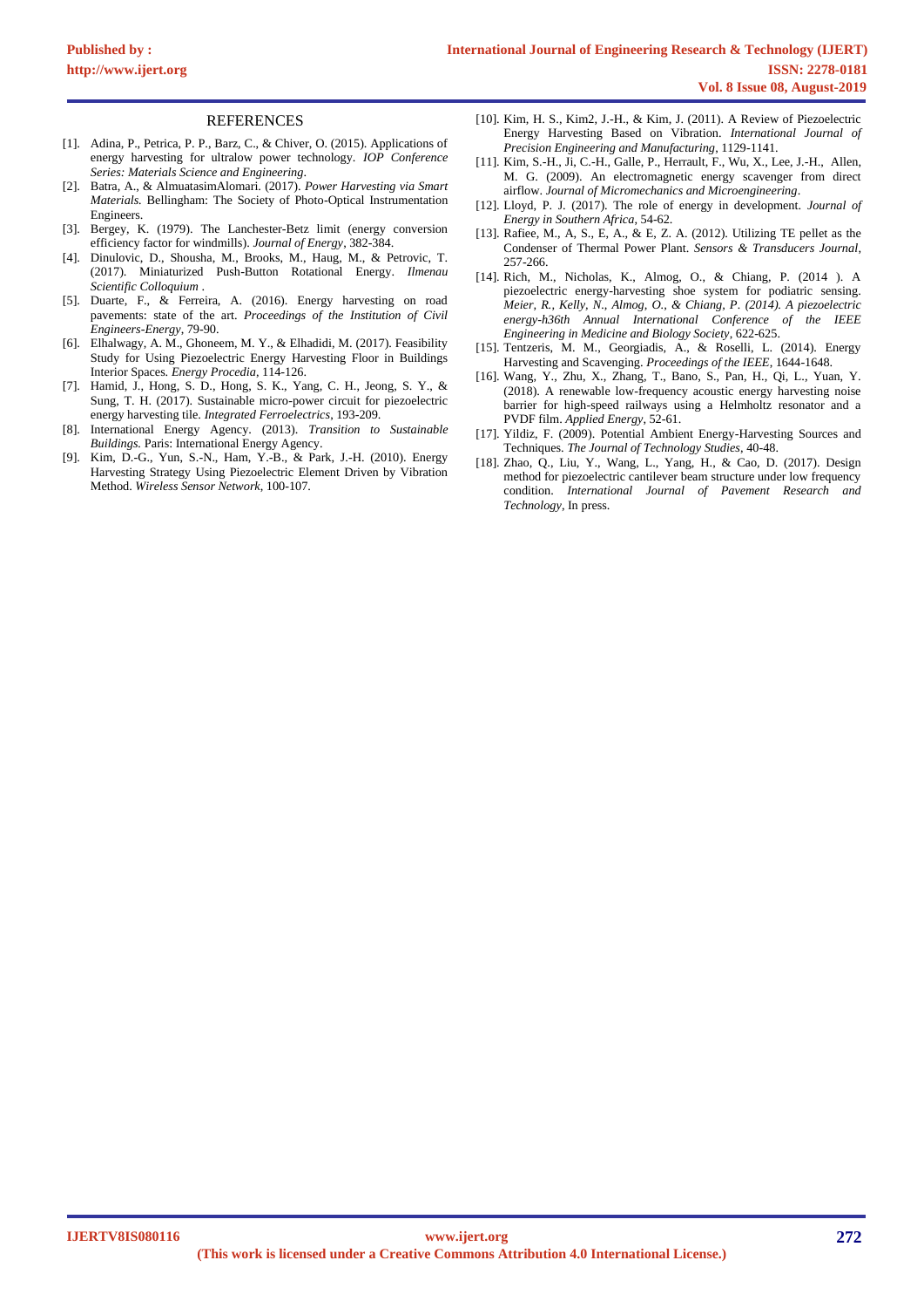## REFERENCES

[1]. Adina, P., Petrica, P. P., Barz, C., & Chiver, O. (2015). Applications of energy harvesting for ultralow power technology. *IOP Conference Series: Materials Science and Engineering*.

[2]. Batra, A., & AlmuatasimAlomari. (2017). *Power Harvesting via Smart Materials.* Bellingham: The Society of Photo-Optical Instrumentation Engineers.

[3]. Bergey, K. (1979). The Lanchester-Betz limit (energy conversion efficiency factor for windmills). *Journal of Energy*, 382-384.

[4]. Dinulovic, D., Shousha, M., Brooks, M., Haug, M., & Petrovic, T. (2017). Miniaturized Push-Button Rotational Energy. *Ilmenau Scientific Colloquium* .

[5]. Duarte, F., & Ferreira, A. (2016). Energy harvesting on road pavements: state of the art. *Proceedings of the Institution of Civil Engineers-Energy*, 79-90.

[6]. Elhalwagy, A. M., Ghoneem, M. Y., & Elhadidi, M. (2017). Feasibility Study for Using Piezoelectric Energy Harvesting Floor in Buildings Interior Spaces. *Energy Procedia*, 114-126.

[7]. Hamid, J., Hong, S. D., Hong, S. K., Yang, C. H., Jeong, S. Y., & Sung, T. H. (2017). Sustainable micro-power circuit for piezoelectric energy harvesting tile. *Integrated Ferroelectrics*, 193-209.

[8]. International Energy Agency. (2013). *Transition to Sustainable Buildings.* Paris: International Energy Agency.

[9]. Kim, D.-G., Yun, S.-N., Ham, Y.-B., & Park, J.-H. (2010). Energy Harvesting Strategy Using Piezoelectric Element Driven by Vibration Method. *Wireless Sensor Network*, 100-107.

[10]. Kim, H. S., Kim2, J.-H., & Kim, J. (2011). A Review of Piezoelectric Energy Harvesting Based on Vibration. *International Journal of Precision Engineering and Manufacturing*, 1129-1141.

[11]. Kim, S.-H., Ji, C.-H., Galle, P., Herrault, F., Wu, X., Lee, J.-H., Allen, M. G. (2009). An electromagnetic energy scavenger from direct airflow. *Journal of Micromechanics and Microengineering*.

[12]. Lloyd, P. J. (2017). The role of energy in development. *Journal of Energy in Southern Africa*, 54-62.

[13]. Rafiee, M., A, S., E, A., & E, Z. A. (2012). Utilizing TE pellet as the Condenser of Thermal Power Plant. *Sensors & Transducers Journal*, 257-266.

[14]. Rich, M., Nicholas, K., Almog, O., & Chiang, P. (2014 ). A piezoelectric energy-harvesting shoe system for podiatric sensing. *Meier, R., Kelly, N., Almog, O., & Chiang, P. (2014). A piezoelectric energy-h36th Annual International Conference of the IEEE Engineering in Medicine and Biology Society*, 622-625.

[15]. Tentzeris, M. M., Georgiadis, A., & Roselli, L. (2014). Energy Harvesting and Scavenging. *Proceedings of the IEEE*, 1644-1648.

[16]. Wang, Y., Zhu, X., Zhang, T., Bano, S., Pan, H., Qi, L., Yuan, Y. (2018). A renewable low-frequency acoustic energy harvesting noise barrier for high-speed railways using a Helmholtz resonator and a PVDF film. *Applied Energy*, 52-61.

[17]. Yildiz, F. (2009). Potential Ambient Energy-Harvesting Sources and Techniques. *The Journal of Technology Studies*, 40-48.

[18]. Zhao, Q., Liu, Y., Wang, L., Yang, H., & Cao, D. (2017). Design method for piezoelectric cantilever beam structure under low frequency condition. *International Journal of Pavement Research and Technology*, In press.